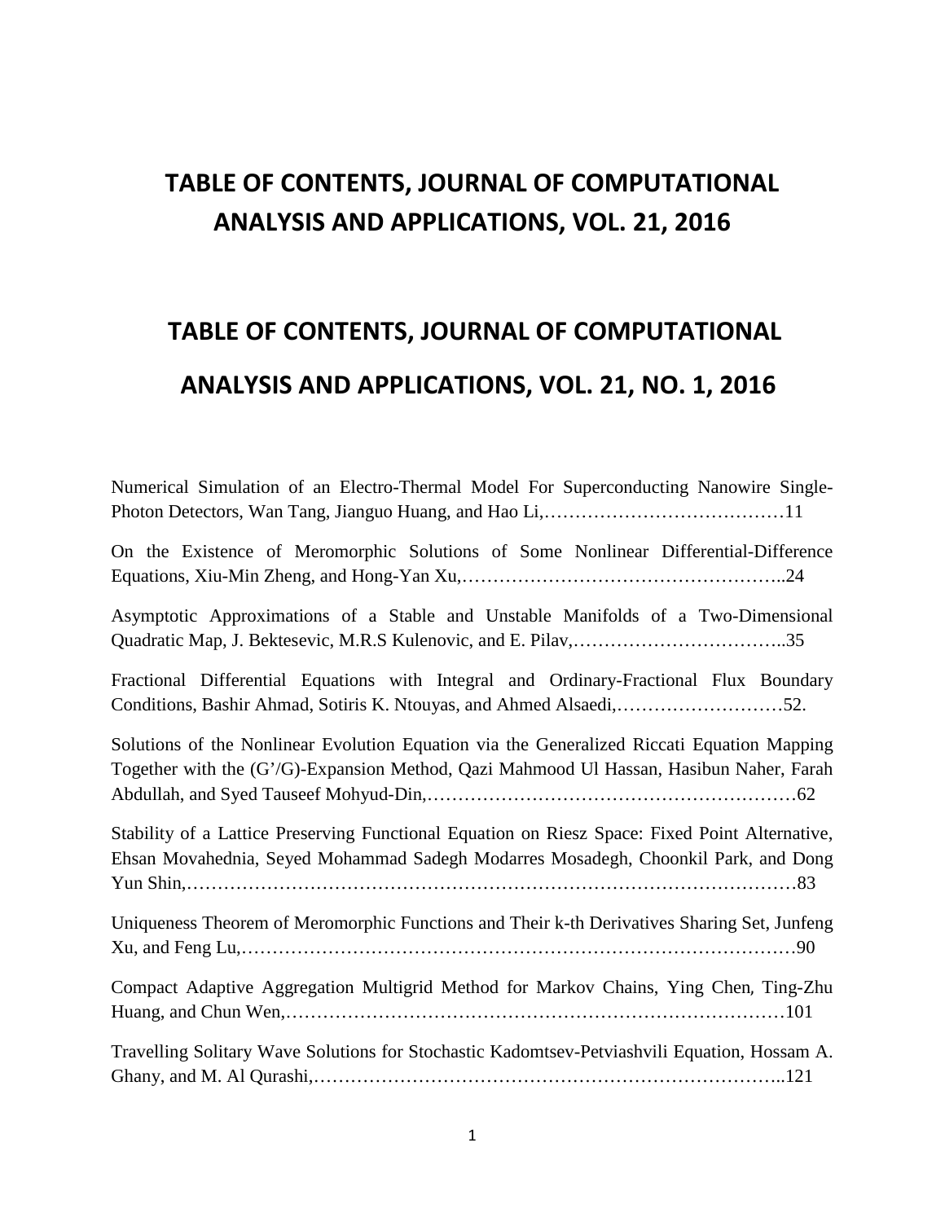# TABLE OF CONTENTS, JOURNAL OF COMPUTATIONAL ANALYSIS AND APPLICATIONS, VOL. 21, 2016

# TABLE OF CONTENTS, JOURNAL OF COMPUTATIONAL ANALYSIS AND APPLICATIONS, VOL. 21, NO. 1, 2016

Numerical Simulation of an Electro-Thermal Model For Superconducting Nanowire Single-Photon Detectors, Wan Tang, Jianguo Huang, and Hao Li,…………………………………11

On the Existence of Meromorphic Solutions of Some Nonlinear Differential-Difference Equations, Xiu-Min Zheng, and Hong-Yan Xu,……………………………………………..24

Asymptotic Approximations of a Stable and Unstable Manifolds of a Two-Dimensional Quadratic Map, J. Bektesevic, M.R.S Kulenovic, and E. Pilav,……………………………..35

Fractional Differential Equations with Integral and Ordinary-Fractional Flux Boundary Conditions, Bashir Ahmad, Sotiris K. Ntouyas, and Ahmed Alsaedi,………………………52.

Solutions of the Nonlinear Evolution Equation via the Generalized Riccati Equation Mapping Together with the (G'/G)-Expansion Method, Qazi Mahmood Ul Hassan, Hasibun Naher, Farah Abdullah, and Syed Tauseef Mohyud-Din,……………………………………………………62

Stability of a Lattice Preserving Functional Equation on Riesz Space: Fixed Point Alternative, Ehsan Movahednia, Seyed Mohammad Sadegh Modarres Mosadegh, Choonkil Park, and Dong Yun Shin,……………………………………………………………………………………83

Uniqueness Theorem of Meromorphic Functions and Their k-th Derivatives Sharing Set, Junfeng Xu, and Feng Lu,……………………………………………………………………………90

Compact Adaptive Aggregation Multigrid Method for Markov Chains, Ying Chen, Ting-Zhu Huang, and Chun Wen,……………………………………………………………………101

Travelling Solitary Wave Solutions for Stochastic Kadomtsev-Petviashvili Equation, Hossam A. Ghany, and M. Al Qurashi,…………………………………………………………………..121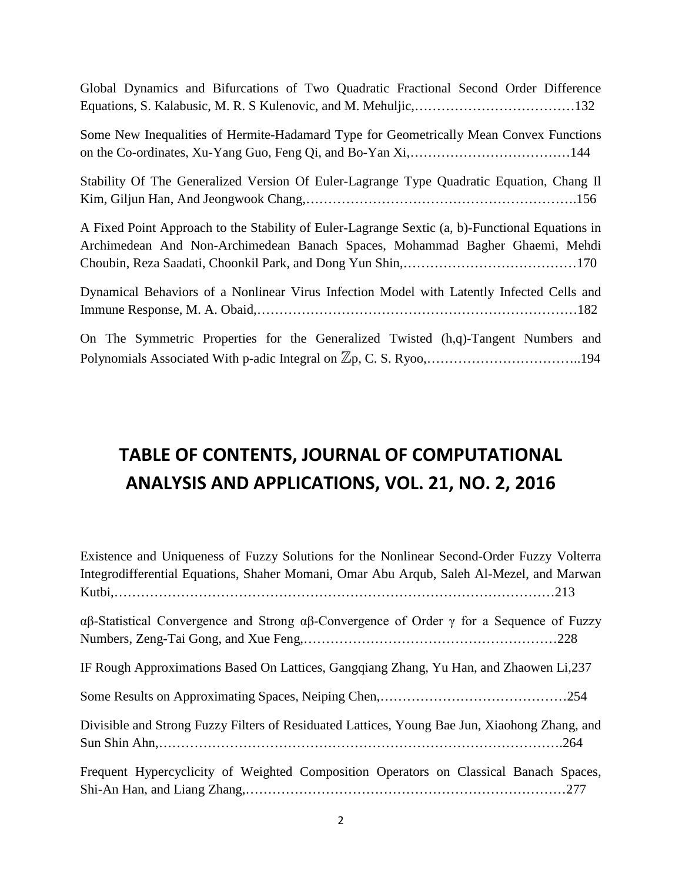Global Dynamics and Bifurcations of Two Quadratic Fractional Second Order Difference Equations, S. Kalabusic, M. R. S Kulenovic, and M. Mehuljic,………………………………132

Some New Inequalities of Hermite-Hadamard Type for Geometrically Mean Convex Functions on the Co-ordinates, Xu-Yang Guo, Feng Qi, and Bo-Yan Xi,………………………………144

Stability Of The Generalized Version Of Euler-Lagrange Type Quadratic Equation, Chang Il Kim, Giljun Han, And Jeongwook Chang,………………………………………………….156

A Fixed Point Approach to the Stability of Euler-Lagrange Sextic (a, b)-Functional Equations in Archimedean And Non-Archimedean Banach Spaces, Mohammad Bagher Ghaemi, Mehdi Choubin, Reza Saadati, Choonkil Park, and Dong Yun Shin,…………………………………170

Dynamical Behaviors of a Nonlinear Virus Infection Model with Latently Infected Cells and Immune Response, M. A. Obaid,……………………………………………………………182

On The Symmetric Properties for the Generalized Twisted (h,q)-Tangent Numbers and Polynomials Associated With p-adic Integral on $\mathbb{Z}_p$, C. S. Ryoo,……………………………..194

# TABLE OF CONTENTS, JOURNAL OF COMPUTATIONAL ANALYSIS AND APPLICATIONS, VOL. 21, NO. 2, 2016

Existence and Uniqueness of Fuzzy Solutions for the Nonlinear Second-Order Fuzzy Volterra Integrodifferential Equations, Shaher Momani, Omar Abu Arqub, Saleh Al-Mezel, and Marwan Kutbi,……………………………………………………………………………………213

$\alpha\beta$-Statistical Convergence and Strong $\alpha\beta$-Convergence of Order $\gamma$ for a Sequence of Fuzzy Numbers, Zeng-Tai Gong, and Xue Feng,………………………………………………228

IF Rough Approximations Based On Lattices, Gangqiang Zhang, Yu Han, and Zhaowen Li,237

Some Results on Approximating Spaces, Neiping Chen,……………………………………254

Divisible and Strong Fuzzy Filters of Residuated Lattices, Young Bae Jun, Xiaohong Zhang, and Sun Shin Ahn,…………………………………………………………………………….264

Frequent Hypercyclicity of Weighted Composition Operators on Classical Banach Spaces, Shi-An Han, and Liang Zhang,…………………………………………………………277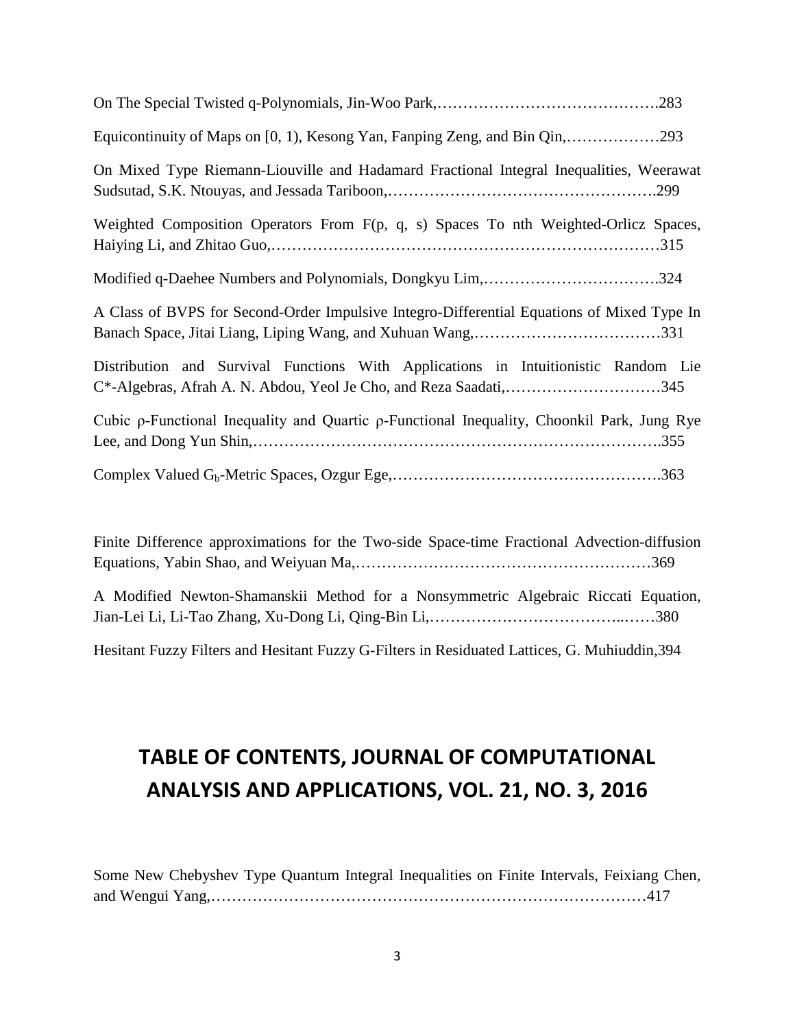On The Special Twisted q-Polynomials, Jin-Woo Park,…………………………………….283

Equicontinuity of Maps on [0, 1), Kesong Yan, Fanping Zeng, and Bin Qin,………………293

On Mixed Type Riemann-Liouville and Hadamard Fractional Integral Inequalities, Weerawat Sudsutad, S.K. Ntouyas, and Jessada Tariboon,…………………………………………….299

Weighted Composition Operators From F(p, q, s) Spaces To nth Weighted-Orlicz Spaces, Haiying Li, and Zhitao Guo,…………………………………………………………………315

Modified q-Daehee Numbers and Polynomials, Dongkyu Lim,…………………………….324

A Class of BVPS for Second-Order Impulsive Integro-Differential Equations of Mixed Type In Banach Space, Jitai Liang, Liping Wang, and Xuhuan Wang,………………………………331

Distribution and Survival Functions With Applications in Intuitionistic Random Lie C*-Algebras, Afrah A. N. Abdou, Yeol Je Cho, and Reza Saadati,…………………………345

Cubic ρ-Functional Inequality and Quartic ρ-Functional Inequality, Choonkil Park, Jung Rye Lee, and Dong Yun Shin,…………………………………………………………………….355

Complex Valued $G_b$-Metric Spaces, Ozgur Ege,…………………………………………….363

Finite Difference approximations for the Two-side Space-time Fractional Advection-diffusion Equations, Yabin Shao, and Weiyuan Ma,…………………………………………………369

A Modified Newton-Shamanskii Method for a Nonsymmetric Algebraic Riccati Equation, Jian-Lei Li, Li-Tao Zhang, Xu-Dong Li, Qing-Bin Li,……………………………..……380

Hesitant Fuzzy Filters and Hesitant Fuzzy G-Filters in Residuated Lattices, G. Muhiuddin,394

# TABLE OF CONTENTS, JOURNAL OF COMPUTATIONAL ANALYSIS AND APPLICATIONS, VOL. 21, NO. 3, 2016

Some New Chebyshev Type Quantum Integral Inequalities on Finite Intervals, Feixiang Chen, and Wengui Yang,…………………………………………………………………………417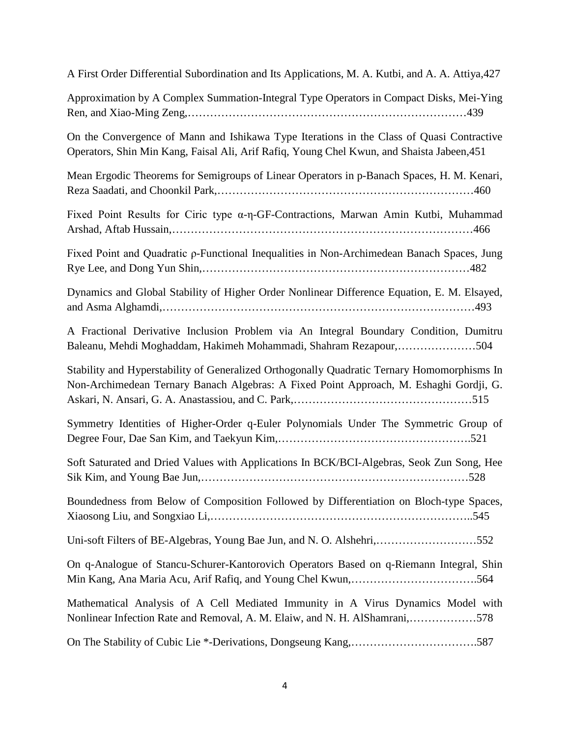A First Order Differential Subordination and Its Applications, M. A. Kutbi, and A. A. Attiya,427

Approximation by A Complex Summation-Integral Type Operators in Compact Disks, Mei-Ying Ren, and Xiao-Ming Zeng,…………………………………………………………………439

On the Convergence of Mann and Ishikawa Type Iterations in the Class of Quasi Contractive Operators, Shin Min Kang, Faisal Ali, Arif Rafiq, Young Chel Kwun, and Shaista Jabeen,451

Mean Ergodic Theorems for Semigroups of Linear Operators in p-Banach Spaces, H. M. Kenari, Reza Saadati, and Choonkil Park,……………………………………………………………460

Fixed Point Results for Ciric type $\alpha$-$\eta$-GF-Contractions, Marwan Amin Kutbi, Muhammad Arshad, Aftab Hussain,……………………………………………………………………466

Fixed Point and Quadratic $\rho$-Functional Inequalities in Non-Archimedean Banach Spaces, Jung Rye Lee, and Dong Yun Shin,………………………………………………………………482

Dynamics and Global Stability of Higher Order Nonlinear Difference Equation, E. M. Elsayed, and Asma Alghamdi,…………………………………………………………………………493

A Fractional Derivative Inclusion Problem via An Integral Boundary Condition, Dumitru Baleanu, Mehdi Moghaddam, Hakimeh Mohammadi, Shahram Rezapour,…………………504

Stability and Hyperstability of Generalized Orthogonally Quadratic Ternary Homomorphisms In Non-Archimedean Ternary Banach Algebras: A Fixed Point Approach, M. Eshaghi Gordji, G. Askari, N. Ansari, G. A. Anastassiou, and C. Park,…………………………………………515

Symmetry Identities of Higher-Order q-Euler Polynomials Under The Symmetric Group of Degree Four, Dae San Kim, and Taekyun Kim,…………………………………………….521

Soft Saturated and Dried Values with Applications In BCK/BCI-Algebras, Seok Zun Song, Hee Sik Kim, and Young Bae Jun,………………………………………………………………528

Boundedness from Below of Composition Followed by Differentiation on Bloch-type Spaces, Xiaosong Liu, and Songxiao Li,…………………………………………………………..545

Uni-soft Filters of BE-Algebras, Young Bae Jun, and N. O. Alshehri,………………………552

On q-Analogue of Stancu-Schurer-Kantorovich Operators Based on q-Riemann Integral, Shin Min Kang, Ana Maria Acu, Arif Rafiq, and Young Chel Kwun,…………………………….564

Mathematical Analysis of A Cell Mediated Immunity in A Virus Dynamics Model with Nonlinear Infection Rate and Removal, A. M. Elaiw, and N. H. AlShamrani,………………578

On The Stability of Cubic Lie *-Derivations, Dongseung Kang,…………………………….587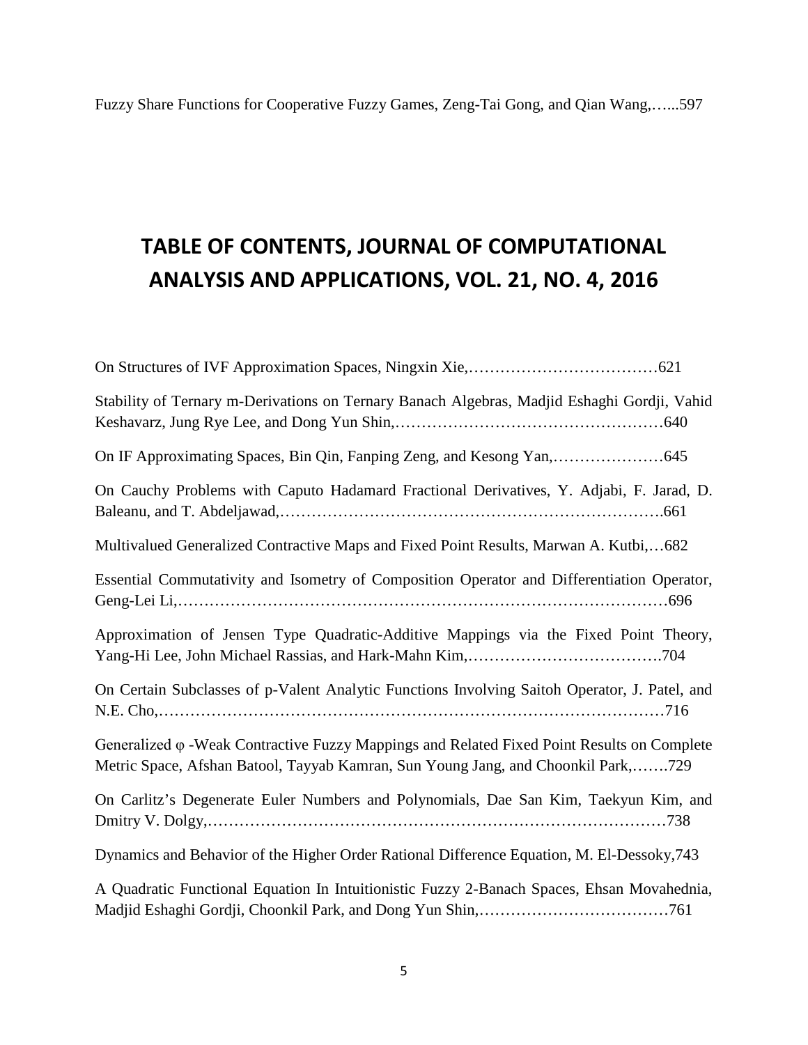Fuzzy Share Functions for Cooperative Fuzzy Games, Zeng-Tai Gong, and Qian Wang,…...597

# TABLE OF CONTENTS, JOURNAL OF COMPUTATIONAL ANALYSIS AND APPLICATIONS, VOL. 21, NO. 4, 2016

On Structures of IVF Approximation Spaces, Ningxin Xie,………………………………621

Stability of Ternary m-Derivations on Ternary Banach Algebras, Madjid Eshaghi Gordji, Vahid Keshavarz, Jung Rye Lee, and Dong Yun Shin,……………………………………………640

On IF Approximating Spaces, Bin Qin, Fanping Zeng, and Kesong Yan,…………………645

On Cauchy Problems with Caputo Hadamard Fractional Derivatives, Y. Adjabi, F. Jarad, D. Baleanu, and T. Abdeljawad,………………………………………………………….661

Multivalued Generalized Contractive Maps and Fixed Point Results, Marwan A. Kutbi,…682

Essential Commutativity and Isometry of Composition Operator and Differentiation Operator, Geng-Lei Li,……………………………………………………………………………696

Approximation of Jensen Type Quadratic-Additive Mappings via the Fixed Point Theory, Yang-Hi Lee, John Michael Rassias, and Hark-Mahn Kim,……………………………….704

On Certain Subclasses of p-Valent Analytic Functions Involving Saitoh Operator, J. Patel, and N.E. Cho,………………………………………………………………………………716

Generalized φ -Weak Contractive Fuzzy Mappings and Related Fixed Point Results on Complete Metric Space, Afshan Batool, Tayyab Kamran, Sun Young Jang, and Choonkil Park,…….729

On Carlitz's Degenerate Euler Numbers and Polynomials, Dae San Kim, Taekyun Kim, and Dmitry V. Dolgy,…………………………………………………………………………738

Dynamics and Behavior of the Higher Order Rational Difference Equation, M. El-Dessoky,743

A Quadratic Functional Equation In Intuitionistic Fuzzy 2-Banach Spaces, Ehsan Movahednia, Madjid Eshaghi Gordji, Choonkil Park, and Dong Yun Shin,………………………………761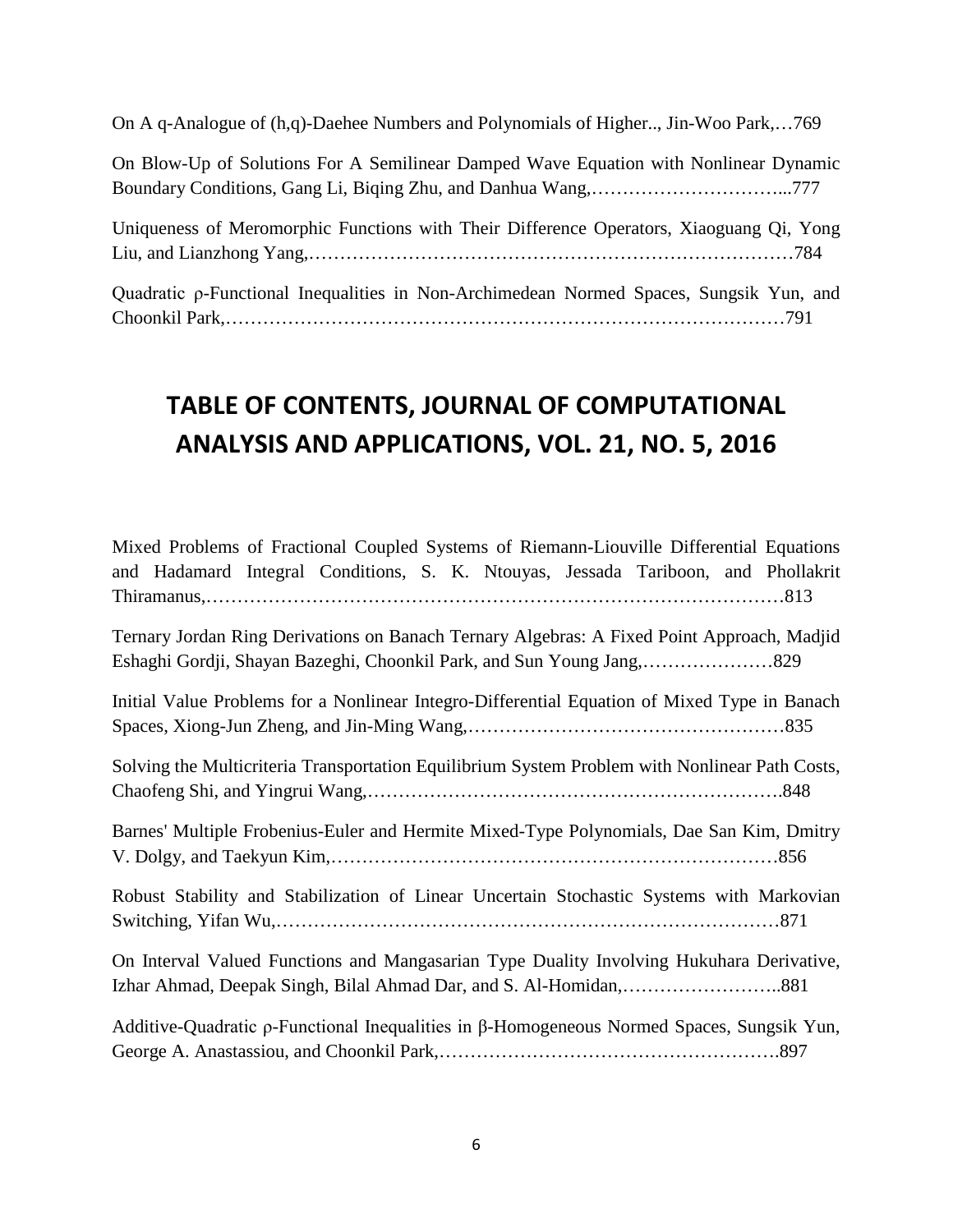On A q-Analogue of (h,q)-Daehee Numbers and Polynomials of Higher.., Jin-Woo Park,…769

On Blow-Up of Solutions For A Semilinear Damped Wave Equation with Nonlinear Dynamic Boundary Conditions, Gang Li, Biqing Zhu, and Danhua Wang,…………………………...777

Uniqueness of Meromorphic Functions with Their Difference Operators, Xiaoguang Qi, Yong Liu, and Lianzhong Yang,……………………………………………………………………784

Quadratic ρ-Functional Inequalities in Non-Archimedean Normed Spaces, Sungsik Yun, and Choonkil Park,………………………………………………………………………………791

# TABLE OF CONTENTS, JOURNAL OF COMPUTATIONAL ANALYSIS AND APPLICATIONS, VOL. 21, NO. 5, 2016

Mixed Problems of Fractional Coupled Systems of Riemann-Liouville Differential Equations and Hadamard Integral Conditions, S. K. Ntouyas, Jessada Tariboon, and Phollakrit Thiramanus,………………………………………………………………………………813

Ternary Jordan Ring Derivations on Banach Ternary Algebras: A Fixed Point Approach, Madjid Eshaghi Gordji, Shayan Bazeghi, Choonkil Park, and Sun Young Jang,…………………829

Initial Value Problems for a Nonlinear Integro-Differential Equation of Mixed Type in Banach Spaces, Xiong-Jun Zheng, and Jin-Ming Wang,……………………………………………835

Solving the Multicriteria Transportation Equilibrium System Problem with Nonlinear Path Costs, Chaofeng Shi, and Yingrui Wang,……………………………………………………….848

Barnes' Multiple Frobenius-Euler and Hermite Mixed-Type Polynomials, Dae San Kim, Dmitry V. Dolgy, and Taekyun Kim,……………………………………………………………856

Robust Stability and Stabilization of Linear Uncertain Stochastic Systems with Markovian Switching, Yifan Wu,………………………………………………………………………871

On Interval Valued Functions and Mangasarian Type Duality Involving Hukuhara Derivative, Izhar Ahmad, Deepak Singh, Bilal Ahmad Dar, and S. Al-Homidan,……………………..881

Additive-Quadratic ρ-Functional Inequalities in β-Homogeneous Normed Spaces, Sungsik Yun, George A. Anastassiou, and Choonkil Park,……………………………………………….897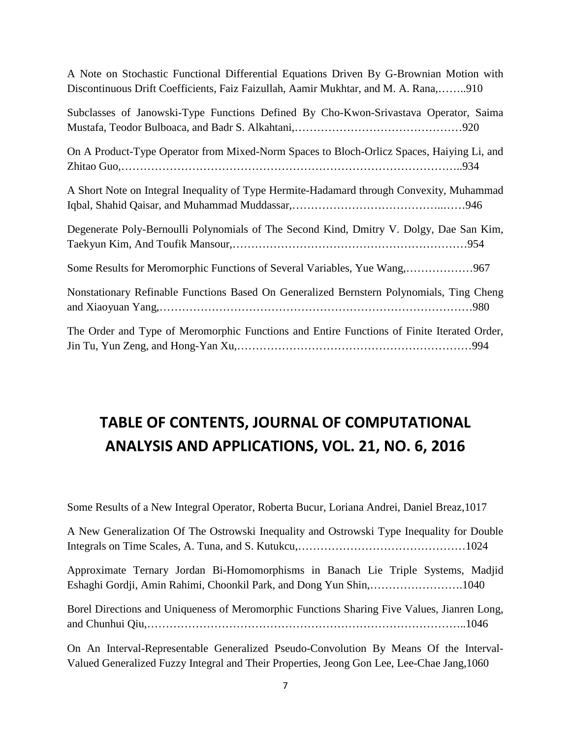A Note on Stochastic Functional Differential Equations Driven By G-Brownian Motion with Discontinuous Drift Coefficients, Faiz Faizullah, Aamir Mukhtar, and M. A. Rana,……..910

Subclasses of Janowski-Type Functions Defined By Cho-Kwon-Srivastava Operator, Saima Mustafa, Teodor Bulboaca, and Badr S. Alkahtani,………………………………………920

On A Product-Type Operator from Mixed-Norm Spaces to Bloch-Orlicz Spaces, Haiying Li, and Zhitao Guo,……………………………………………………………………………..934

A Short Note on Integral Inequality of Type Hermite-Hadamard through Convexity, Muhammad Iqbal, Shahid Qaisar, and Muhammad Muddassar,…………………………………..……946

Degenerate Poly-Bernoulli Polynomials of The Second Kind, Dmitry V. Dolgy, Dae San Kim, Taekyun Kim, And Toufik Mansour,……………………………………………………954

Some Results for Meromorphic Functions of Several Variables, Yue Wang,………………967

Nonstationary Refinable Functions Based On Generalized Bernstern Polynomials, Ting Cheng and Xiaoyuan Yang,……………………………………………………………………….980

The Order and Type of Meromorphic Functions and Entire Functions of Finite Iterated Order, Jin Tu, Yun Zeng, and Hong-Yan Xu,………………………………………………………994

# TABLE OF CONTENTS, JOURNAL OF COMPUTATIONAL ANALYSIS AND APPLICATIONS, VOL. 21, NO. 6, 2016

Some Results of a New Integral Operator, Roberta Bucur, Loriana Andrei, Daniel Breaz,1017

A New Generalization Of The Ostrowski Inequality and Ostrowski Type Inequality for Double Integrals on Time Scales, A. Tuna, and S. Kutukcu,………………………………………1024

Approximate Ternary Jordan Bi-Homomorphisms in Banach Lie Triple Systems, Madjid Eshaghi Gordji, Amin Rahimi, Choonkil Park, and Dong Yun Shin,…………………….1040

Borel Directions and Uniqueness of Meromorphic Functions Sharing Five Values, Jianren Long, and Chunhui Qiu,………………………………………………………………………..1046

On An Interval-Representable Generalized Pseudo-Convolution By Means Of the Interval-Valued Generalized Fuzzy Integral and Their Properties, Jeong Gon Lee, Lee-Chae Jang,1060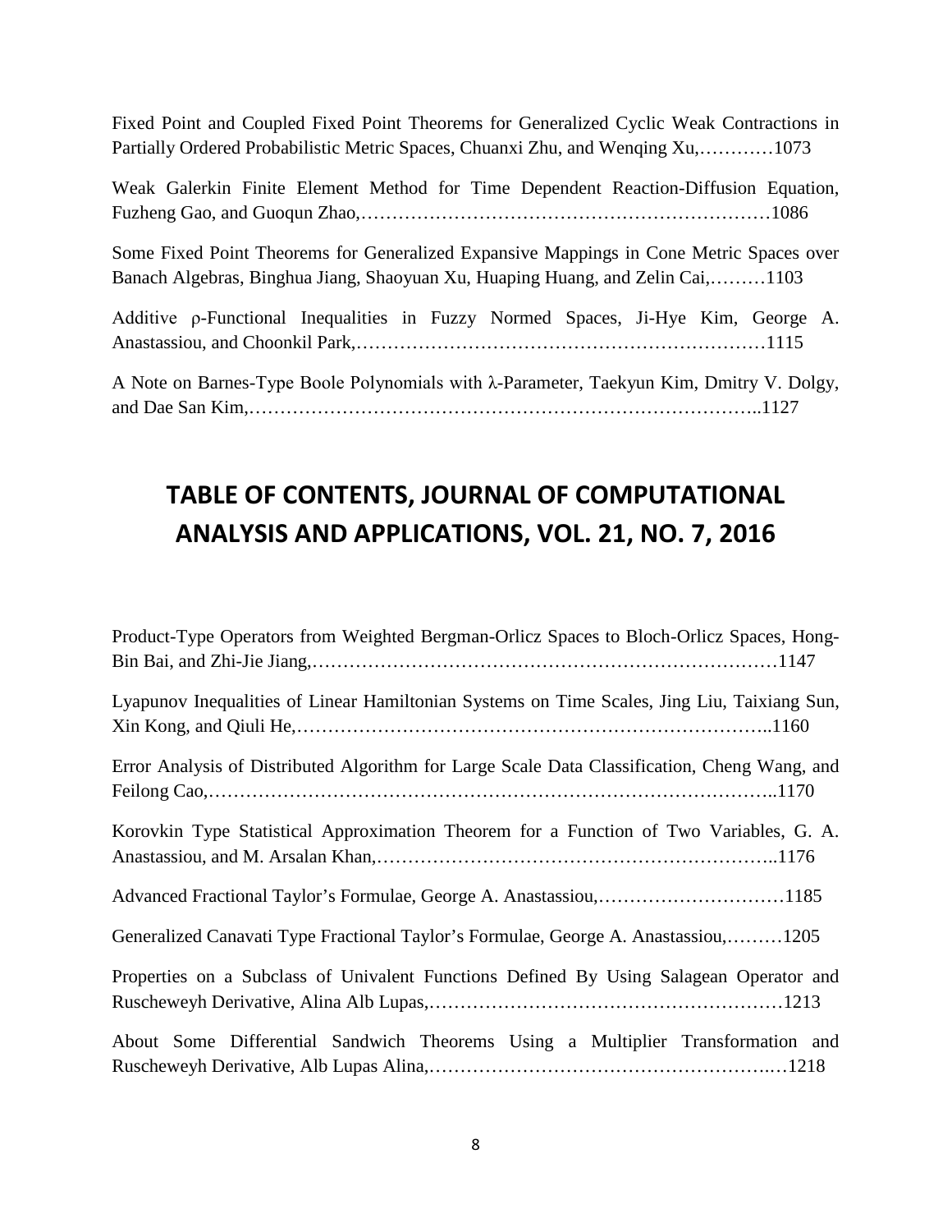Fixed Point and Coupled Fixed Point Theorems for Generalized Cyclic Weak Contractions in Partially Ordered Probabilistic Metric Spaces, Chuanxi Zhu, and Wenqing Xu,…………1073

Weak Galerkin Finite Element Method for Time Dependent Reaction-Diffusion Equation, Fuzheng Gao, and Guoqun Zhao,…………………………………………………………1086

Some Fixed Point Theorems for Generalized Expansive Mappings in Cone Metric Spaces over Banach Algebras, Binghua Jiang, Shaoyuan Xu, Huaping Huang, and Zelin Cai,………1103

Additive ρ-Functional Inequalities in Fuzzy Normed Spaces, Ji-Hye Kim, George A. Anastassiou, and Choonkil Park,…………………………………………………………1115

A Note on Barnes-Type Boole Polynomials with λ-Parameter, Taekyun Kim, Dmitry V. Dolgy, and Dae San Kim,……………………………………………………………………..1127

## TABLE OF CONTENTS, JOURNAL OF COMPUTATIONAL ANALYSIS AND APPLICATIONS, VOL. 21, NO. 7, 2016

Product-Type Operators from Weighted Bergman-Orlicz Spaces to Bloch-Orlicz Spaces, Hong-Bin Bai, and Zhi-Jie Jiang,…………………………………………………………………1147

Lyapunov Inequalities of Linear Hamiltonian Systems on Time Scales, Jing Liu, Taixiang Sun, Xin Kong, and Qiuli He,…………………………………………………………………..1160

Error Analysis of Distributed Algorithm for Large Scale Data Classification, Cheng Wang, and Feilong Cao,…………………………………………………………………………..1170

Korovkin Type Statistical Approximation Theorem for a Function of Two Variables, G. A. Anastassiou, and M. Arsalan Khan,……………………………………………………..1176

Advanced Fractional Taylor's Formulae, George A. Anastassiou,…………………………1185

Generalized Canavati Type Fractional Taylor's Formulae, George A. Anastassiou,………1205

Properties on a Subclass of Univalent Functions Defined By Using Salagean Operator and Ruscheweyh Derivative, Alina Alb Lupas,…………………………………………………1213

About Some Differential Sandwich Theorems Using a Multiplier Transformation and Ruscheweyh Derivative, Alb Lupas Alina,…………………………………………….…1218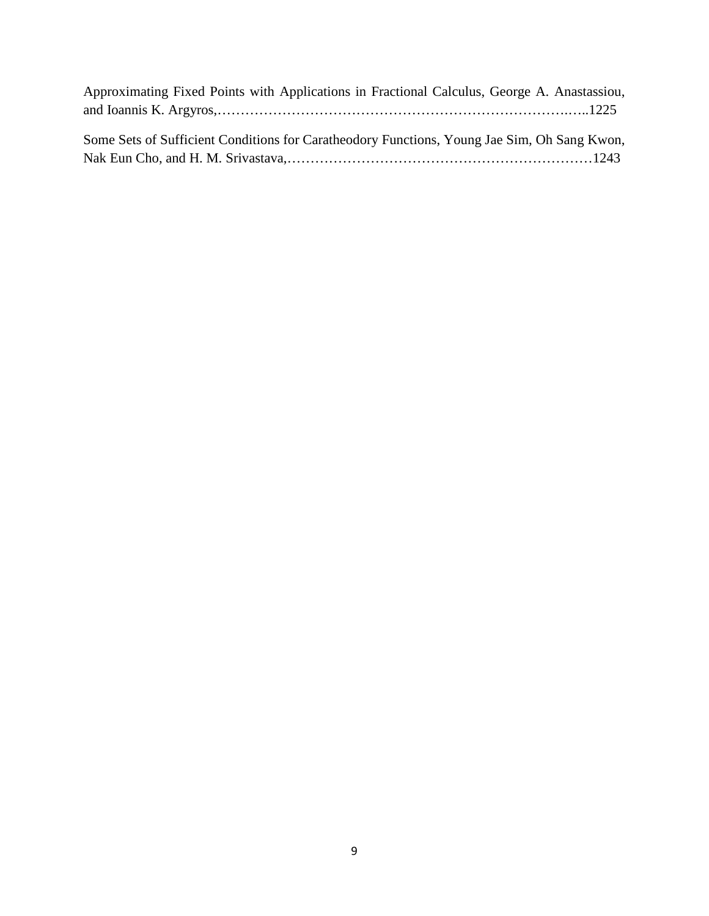Approximating Fixed Points with Applications in Fractional Calculus, George A. Anastassiou, and Ioannis K. Argyros,…………………………………………………………………….…..1225

Some Sets of Sufficient Conditions for Caratheodory Functions, Young Jae Sim, Oh Sang Kwon, Nak Eun Cho, and H. M. Srivastava,…………………………………………………………1243